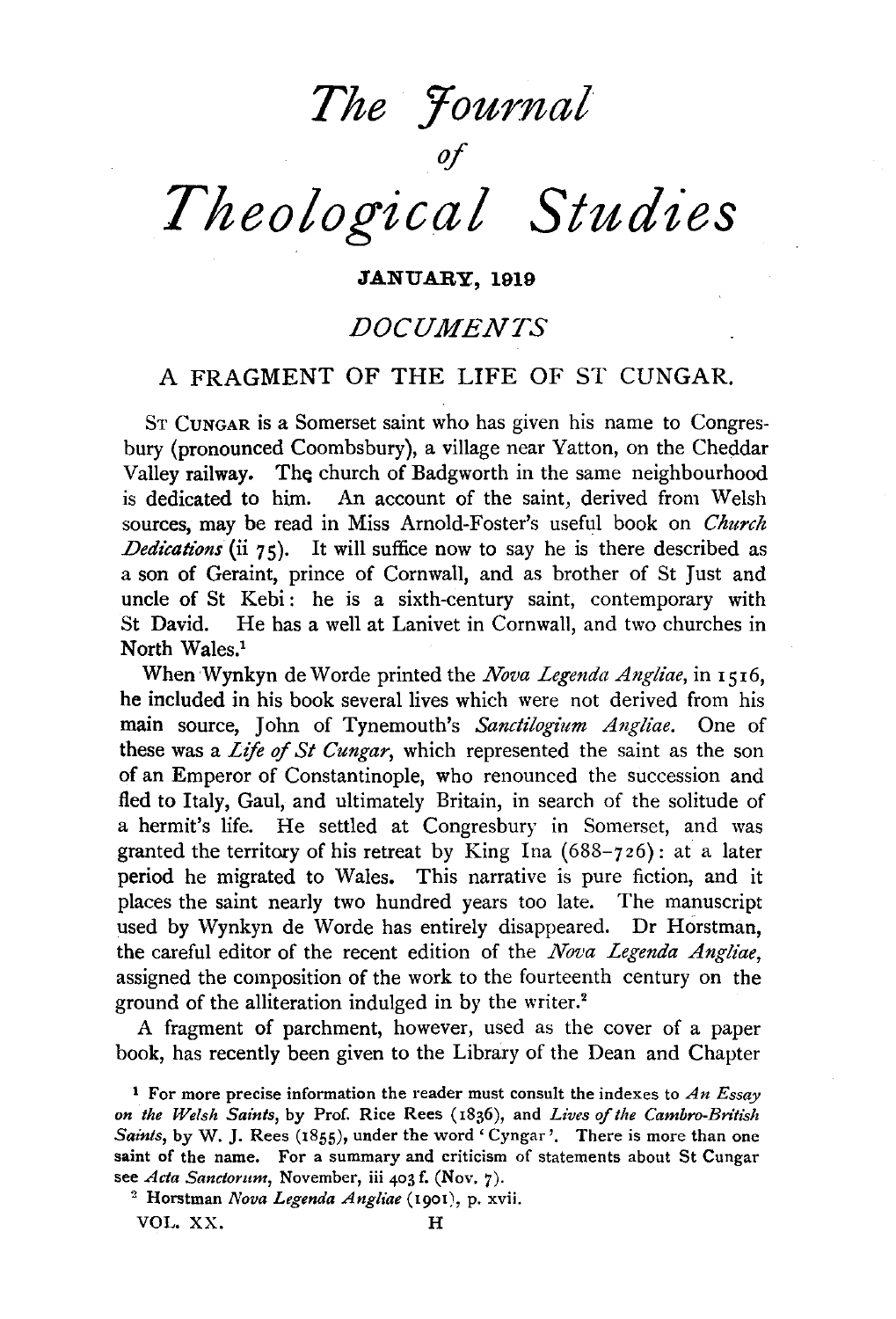# The Journal of Theological Studies

JANUARY, 1919

## DOCUMENTS

### A FRAGMENT OF THE LIFE OF ST CUNGAR.

ST CUNGAR is a Somerset saint who has given his name to Congresbury (pronounced Coombsbury), a village near Yatton, on the Cheddar Valley railway. The church of Badgworth in the same neighbourhood is dedicated to him. An account of the saint, derived from Welsh sources, may be read in Miss Arnold-Foster's useful book on *Church Dedications* (ii 75). It will suffice now to say he is there described as a son of Geraint, prince of Cornwall, and as brother of St Just and uncle of St Kebi: he is a sixth-century saint, contemporary with St David. He has a well at Lanivet in Cornwall, and two churches in North Wales.[1]

When Wynkyn de Worde printed the *Nova Legenda Angliae*, in 1516, he included in his book several lives which were not derived from his main source, John of Tynemouth's *Sanctilogium Angliae*. One of these was a *Life of St Cungar*, which represented the saint as the son of an Emperor of Constantinople, who renounced the succession and fled to Italy, Gaul, and ultimately Britain, in search of the solitude of a hermit's life. He settled at Congresbury in Somerset, and was granted the territory of his retreat by King Ina (688–726): at a later period he migrated to Wales. This narrative is pure fiction, and it places the saint nearly two hundred years too late. The manuscript used by Wynkyn de Worde has entirely disappeared. Dr Horstman, the careful editor of the recent edition of the *Nova Legenda Angliae*, assigned the composition of the work to the fourteenth century on the ground of the alliteration indulged in by the writer.[2]

A fragment of parchment, however, used as the cover of a paper book, has recently been given to the Library of the Dean and Chapter

[1] For more precise information the reader must consult the indexes to *An Essay on the Welsh Saints*, by Prof. Rice Rees (1836), and *Lives of the Cambro-British Saints*, by W. J. Rees (1855), under the word 'Cyngar'. There is more than one saint of the name. For a summary and criticism of statements about St Cungar see *Acta Sanctorum*, November, iii 403 f. (Nov. 7).

[2] Horstman *Nova Legenda Angliae* (1901), p. xvii.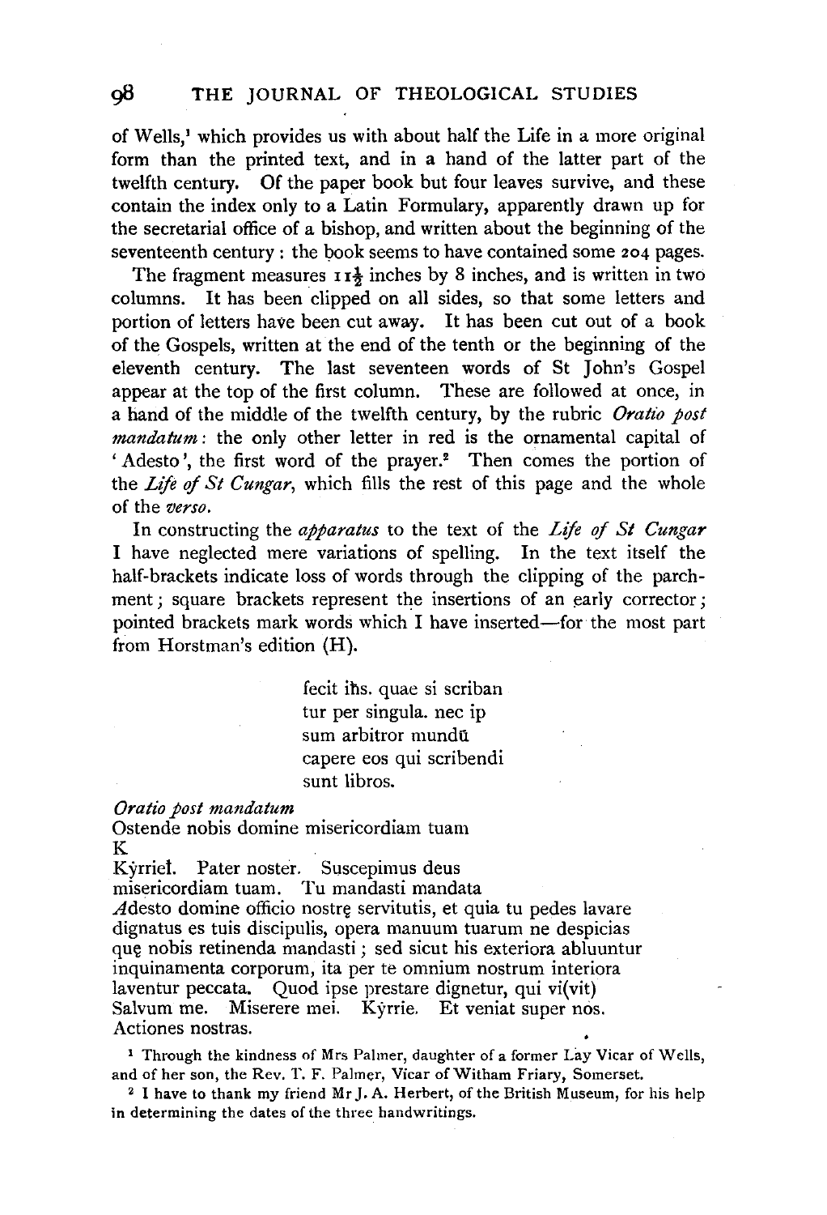of Wells,[1] which provides us with about half the Life in a more original form than the printed text, and in a hand of the latter part of the twelfth century. Of the paper book but four leaves survive, and these contain the index only to a Latin Formulary, apparently drawn up for the secretarial office of a bishop, and written about the beginning of the seventeenth century: the book seems to have contained some 204 pages.

The fragment measures 11½ inches by 8 inches, and is written in two columns. It has been clipped on all sides, so that some letters and portion of letters have been cut away. It has been cut out of a book of the Gospels, written at the end of the tenth or the beginning of the eleventh century. The last seventeen words of St John's Gospel appear at the top of the first column. These are followed at once, in a hand of the middle of the twelfth century, by the rubric *Oratio post mandatum*: the only other letter in red is the ornamental capital of 'Adesto', the first word of the prayer.[2] Then comes the portion of the *Life of St Cungar*, which fills the rest of this page and the whole of the *verso*.

In constructing the *apparatus* to the text of the *Life of St Cungar* I have neglected mere variations of spelling. In the text itself the half-brackets indicate loss of words through the clipping of the parchment; square brackets represent the insertions of an early corrector; pointed brackets mark words which I have inserted—for the most part from Horstman's edition (H).

> fecit ih̄s. quae si scriban
> tur per singula. nec ip
> sum arbitror mundū
> capere eos qui scribendi
> sunt libros.

*Oratio post mandatum*
Ostende nobis domine misericordiam tuam
K
Kÿrriel. Pater noster. Suscepimus deus
misericordiam tuam. Tu mandasti mandata
*A*desto domine officio nostrę servitutis, et quia tu pedes lavare
dignatus es tuis discipulis, opera manuum tuarum ne despicias
quę nobis retinenda mandasti; sed sicut his exteriora abluuntur
inquinamenta corporum, ita per te omnium nostrum interiora
laventur peccata. Quod ipse prestare dignetur, qui vi(vit)
Salvum me. Miserere mei. Kÿrrie. Et veniat super nos.
Actiones nostras.

[1] Through the kindness of Mrs Palmer, daughter of a former Lay Vicar of Wells, and of her son, the Rev. T. F. Palmer, Vicar of Witham Friary, Somerset.

[2] I have to thank my friend Mr J. A. Herbert, of the British Museum, for his help in determining the dates of the three handwritings.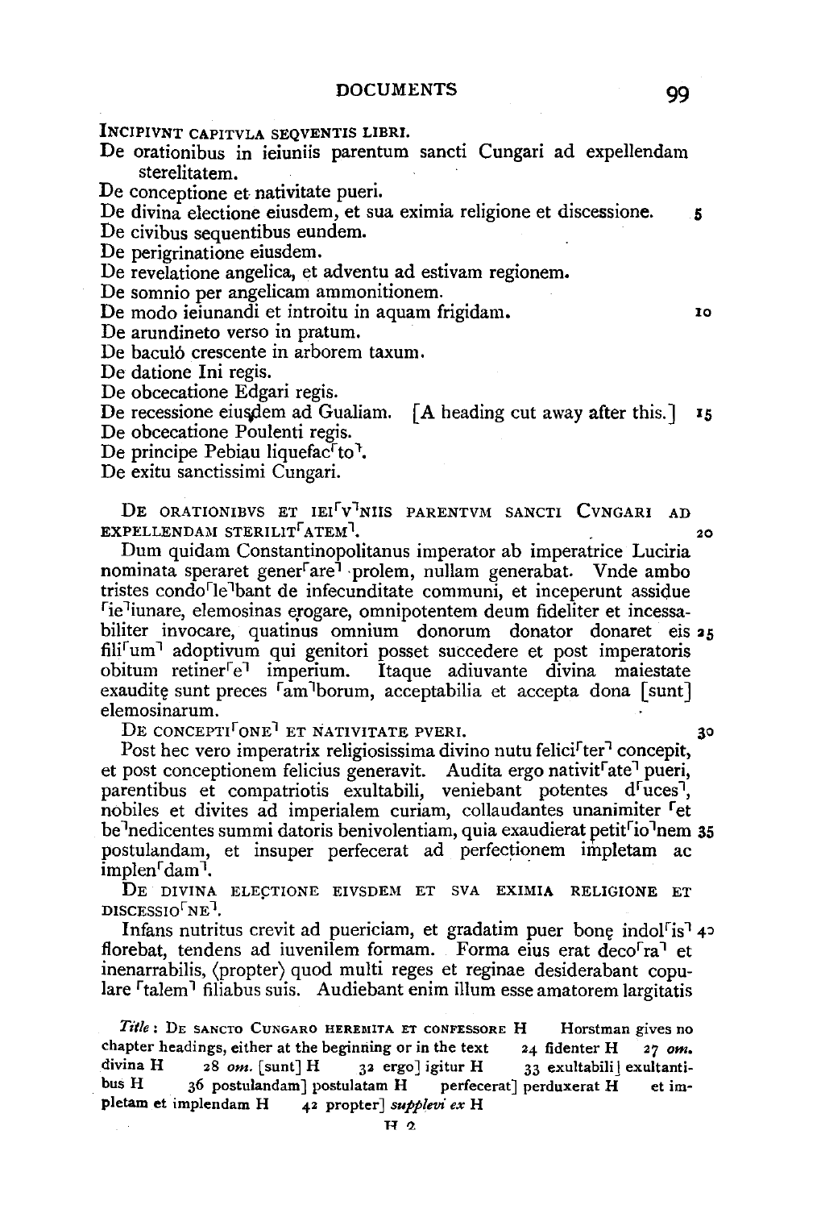INCIPIVNT CAPITVLA SEQVENTIS LIBRI.

De orationibus in ieiuniis parentum sancti Cungari ad expellendam sterelitatem.
De conceptione et nativitate pueri.
De divina electione eiusdem, et sua eximia religione et discessione. 5
De civibus sequentibus eundem.
De perigrinatione eiusdem.
De revelatione angelica, et adventu ad estivam regionem.
De somnio per angelicam ammonitionem.
De modo ieiunandi et introitu in aquam frigidam. 10
De arundineto verso in pratum.
De baculó crescente in arborem taxum.
De datione Ini regis.
De obcecatione Edgari regis.
De recessione eiusdem ad Gualiam. [A heading cut away after this.] 15
De obcecatione Poulenti regis.
De principe Pebiau liquefac⌜to⌝.
De exitu sanctissimi Cungari.

DE ORATIONIBVS ET IEI⌜V⌝NIIS PARENTVM SANCTI CVNGARI AD EXPELLENDAM STERILIT⌜ATEM⌝. 20

Dum quidam Constantinopolitanus imperator ab imperatrice Luciria nominata speraret gener⌜are⌝ prolem, nullam generabat. Vnde ambo tristes condo⌜le⌝bant de infecunditate communi, et inceperunt assidue ⌜ie⌝iunare, elemosinas erogare, omnipotentem deum fideliter et incessabiliter invocare, quatinus omnium donorum donator donaret eis 25 fili⌜um⌝ adoptivum qui genitori posset succedere et post imperatoris obitum retiner⌜e⌝ imperium. Itaque adiuvante divina maiestate exauditę sunt preces ⌜am⌝borum, acceptabilia et accepta dona [sunt] elemosinarum.

DE CONCEPTI⌜ONE⌝ ET NATIVITATE PVERI. 30

Post hec vero imperatrix religiosissima divino nutu felici⌜ter⌝ concepit, et post conceptionem felicius generavit. Audita ergo nativit⌜ate⌝ pueri, parentibus et compatriotis exultabili, veniebant potentes d⌜uces⌝, nobiles et divites ad imperialem curiam, collaudantes unanimiter ⌜et be⌝nedicentes summi datoris benivolentiam, quia exaudierat petit⌜io⌝nem 35 postulandam, et insuper perfecerat ad perfectionem impletam ac implen⌜dam⌝.

DE DIVINA ELECTIONE EIVSDEM ET SVA EXIMIA RELIGIONE ET DISCESSIO⌜NE⌝.

Infans nutritus crevit ad puericiam, et gradatim puer bonę indol⌜is⌝ 40 florebat, tendens ad iuvenilem formam. Forma eius erat deco⌜ra⌝ et inenarrabilis, ⟨propter⟩ quod multi reges et reginae desiderabant copulare ⌜talem⌝ filiabus suis. Audiebant enim illum esse amatorem largitatis

*Title*: DE SANCTO CUNGARO HEREMITA ET CONFESSORE H Horstman gives no chapter headings, either at the beginning or in the text 24 fidenter H 27 *om.* divina H 28 *om.* [sunt] H 32 ergo] igitur H 33 exultabili] exultantibus H 36 postulandam] postulatam H perfecerat] perduxerat H et impletam et implendam H 42 propter] *supplevi ex* H

H 2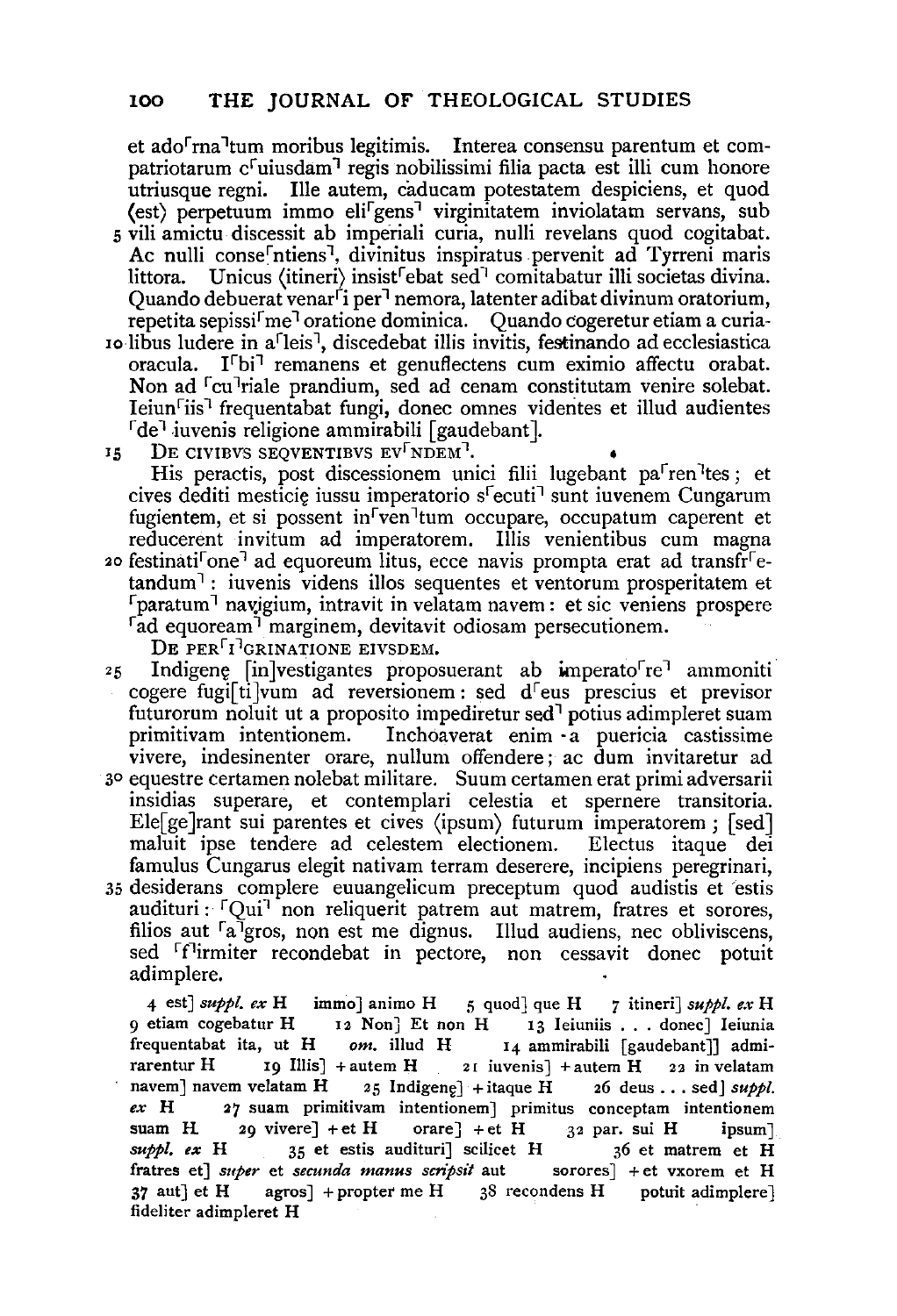et ado⌜rna⌝tum moribus legitimis. Interea consensu parentum et compatriotarum c⌜uiusdam⌝ regis nobilissimi filia pacta est illi cum honore utriusque regni. Ille autem, caducam potestatem despiciens, et quod ⟨est⟩ perpetuum immo eli⌜gens⌝ virginitatem inviolatam servans, sub
5 vili amictu discessit ab imperiali curia, nulli revelans quod cogitabat. Ac nulli conse⌜ntiens⌝, divinitus inspiratus pervenit ad Tyrreni maris littora. Unicus ⟨itineri⟩ insist⌜ebat sed⌝ comitabatur illi societas divina. Quando debuerat venar⌜i per⌝ nemora, latenter adibat divinum oratorium, repetita sepissi⌜me⌝ oratione dominica. Quando cogeretur etiam a curia-
10 libus ludere in a⌜leis⌝, discedebat illis invitis, festinando ad ecclesiastica oracula. I⌜bi⌝ remanens et genuflectens cum eximio affectu orabat. Non ad ⌜cu⌝riale prandium, sed ad cenam constitutam venire solebat. Ieiun⌜iis⌝ frequentabat fungi, donec omnes videntes et illud audientes ⌜de⌝ iuvenis religione ammirabili [gaudebant].

15 De civibvs seqventibvs ev⌜ndem⌝.

His peractis, post discessionem unici filii lugebant pa⌜ren⌝tes; et cives dediti mesticię iussu imperatorio s⌜ecuti⌝ sunt iuvenem Cungarum fugientem, et si possent in⌜ven⌝tum occupare, occupatum caperent et reducerent invitum ad imperatorem. Illis venientibus cum magna
20 festinati⌜one⌝ ad equoreum litus, ecce navis prompta erat ad transfr⌜etandum⌝: iuvenis videns illos sequentes et ventorum prosperitatem et ⌜paratum⌝ navigium, intravit in velatam navem: et sic veniens prospere ⌜ad equoream⌝ marginem, devitavit odiosam persecutionem.

De per⌜i⌝grinatione eivsdem.

25 Indigenę [in]vestigantes proposuerant ab imperato⌜re⌝ ammoniti cogere fugi[ti]vum ad reversionem: sed d⌜eus prescius et previsor futurorum noluit ut a proposito impediretur sed⌝ potius adimpleret suam primitivam intentionem. Inchoaverat enim a puericia castissime vivere, indesinenter orare, nullum offendere; ac dum invitaretur ad
30 equestre certamen nolebat militare. Suum certamen erat primi adversarii insidias superare, et contemplari celestia et spernere transitoria. Ele[ge]rant sui parentes et cives ⟨ipsum⟩ futurum imperatorem; [sed] maluit ipse tendere ad celestem electionem. Electus itaque dei famulus Cungarus elegit nativam terram deserere, incipiens peregrinari,
35 desiderans complere euuangelicum preceptum quod audistis et estis audituri: ⌜Qui⌝ non reliquerit patrem aut matrem, fratres et sorores, filios aut ⌜a⌝gros, non est me dignus. Illud audiens, nec obliviscens, sed ⌜f⌝irmiter recondebat in pectore, non cessavit donec potuit adimplere.

4 est] *suppl. ex* H immo] animo H 5 quod] que H 7 itineri] *suppl. ex* H 9 etiam cogebatur H 12 Non] Et non H 13 Ieiuniis . . . donec] Ieiunia frequentabat ita, ut H *om.* illud H 14 ammirabili [gaudebant]] admirarentur H 19 Illis] + autem H 21 iuvenis] + autem H 22 in velatam navem] navem velatam H 25 Indigenę] + itaque H 26 deus . . . sed] *suppl. ex* H 27 suam primitivam intentionem] primitus conceptam intentionem suam H 29 vivere] + et H orare] + et H 32 par. sui H ipsum] *suppl. ex* H 35 et estis audituri] scilicet H 36 et matrem et H fratres et] *super* et *secunda manus scripsit* aut sorores] + et vxorem et H 37 aut] et H agros] + propter me H 38 recondens H potuit adimplere] fideliter adimpleret H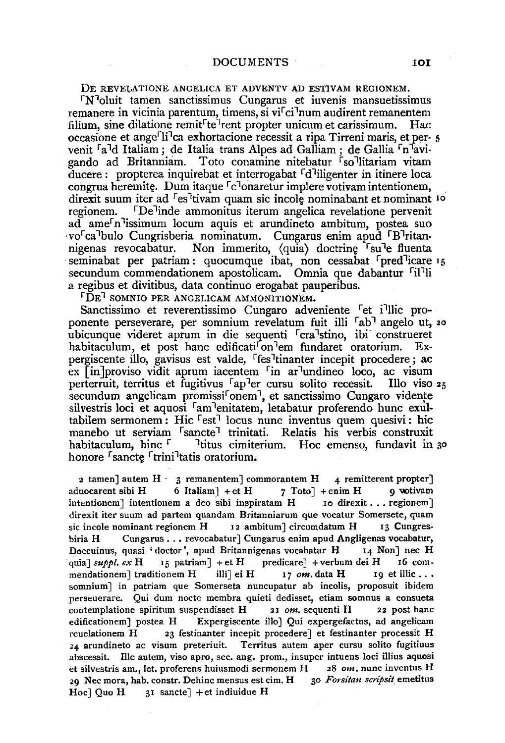De revelatione angelica et adventu ad estivam regionem.

⌜N⌝oluit tamen sanctissimus Cungarus et iuvenis mansuetissimus remanere in vicinia parentum, timens, si vi⌜ci⌝num audirent remanentem filium, sine dilatione remit⌜te⌝rent propter unicum et carissimum. Hac occasione et ange⌜li⌝ca exhortacione recessit a ripa Tirreni maris, et pervenit ⌜a⌝d Italiam; de Italia trans Alpes ad Galliam; de Gallia ⌜n⌝avigando ad Britanniam. Toto conamine nitebatur ⌜so⌝litariam vitam ducere: propterea inquirebat et interrogabat ⌜d⌝iligenter in itinere loca congrua heremitę. Dum itaque ⌜c⌝onaretur implere votivam intentionem, direxit suum iter ad ⌜es⌝tivam quam sic incolę nominabant et nominant regionem. ⌜De⌝inde ammonitus iterum angelica revelatione pervenit ad ame⌜n⌝issimum locum aquis et arundineto ambitum, postea suo vo⌜ca⌝bulo Cungrisberia nominatum. Cungarus enim apud ⌜B⌝ritannigenas revocabatur. Non immerito, ⟨quia⟩ doctrinę ⌜su⌝e fluenta seminabat per patriam: quocumque ibat, non cessabat ⌜pred⌝icare secundum commendationem apostolicam. Omnia que dabantur ⌜il⌝li a regibus et divitibus, data continuo erogabat pauperibus.

⌜De⌝ somnio per angelicam ammonitionem.

Sanctissimo et reverentissimo Cungaro adveniente ⌜et i⌝llic proponente perseverare, per somnium revelatum fuit illi ⌜ab⌝ angelo ut, ubicunque videret aprum in die sequenti ⌜cra⌝stino, ibi construeret habitaculum, et post hanc edificati⌜on⌝em fundaret oratorium. Expergiscente illo, gavisus est valde, ⌜fes⌝tinanter incepit procedere; ac ex [in]proviso vidit aprum iacentem ⌜in ar⌝undineo loco, ac visum perterruit, territus et fugitivus ⌜ap⌝er cursu solito recessit. Illo viso secundum angelicam promissi⌜onem⌝, et sanctissimo Cungaro vidente silvestris loci et aquosi ⌜am⌝enitatem, letabatur proferendo hunc exultabilem sermonem: Hic ⌜est⌝ locus nunc inventus quem quesivi: hic manebo ut serviam ⌜sancte⌝ trinitati. Relatis his verbis construxit habitaculum, hinc ⌜ ⌝titus cimiterium. Hoc emenso, fundavit in honore ⌜sanctę ⌜trini⌝tatis oratorium.

2 tamen] autem H 3 remanentem] commorantem H 4 remitterent propter] aduocarent sibi H 6 Italiam] + et H 7 Toto] + enim H 9 votivam intentionem] intentionem a deo sibi inspiratam H 10 direxit . . . regionem] direxit iter suum ad partem quandam Britanniarum que vocatur Somersete, quam sic incole nominant regionem H 12 ambitum] circumdatum H 13 Cungresbiria H Cungarus . . . revocabatur] Cungarus enim apud Angligenas vocabatur, Doccuinus, quasi 'doctor', apud Britannigenas vocabatur H 14 Non] nec H quia] *suppl. ex* H 15 patriam] + et H predicare] + verbum dei H 16 commendationem] traditionem H illi] ei H 17 *om.* data H 19 et illic . . . somnium] in patriam que Somerseta nuncupatur ab incolis, proposuit ibidem perseuerare. Qui dum nocte membra quieti dedisset, etiam somnus a consueta contemplatione spiritum suspendisset H 21 *om.* sequenti H 22 post hanc edificationem] postea H Expergiscente illo] Qui expergefactus, ad angelicam reuelationem H 23 festinanter incepit procedere] et festinanter processit H 24 arundineto ac visum preteriuit. Territus autem aper cursu solito fugitiuus abscessit. Ille autem, viso apro, sec. ang. prom., insuper intuens loci illius aquosi et silvestris am., let. proferens huiusmodi sermonem H 28 *om.* nunc inventus H 29 Nec mora, hab. constr. Dehinc mensus est cim. H 30 *Forsitan scripsit* emetitus Hoc] Quo H 31 sancte] + et indiuidue H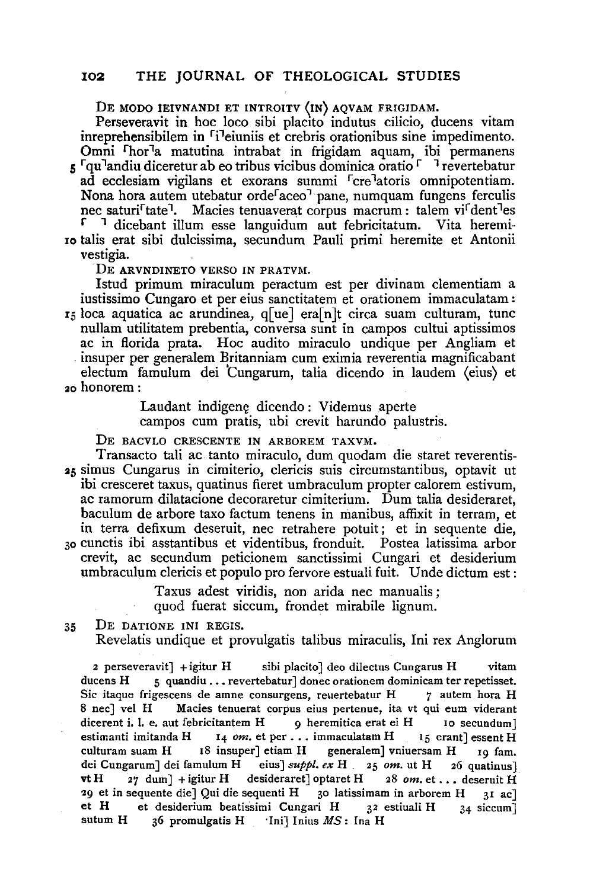DE MODO IEIVNANDI ET INTROITV ⟨IN⟩ AQVAM FRIGIDAM.

Perseveravit in hoc loco sibi placito indutus cilicio, ducens vitam inreprehensibilem in ⌜i⌝eiuniis et crebris orationibus sine impedimento. Omni ⌜hor⌝a matutina intrabat in frigidam aquam, ibi permanens 5 ⌜qu⌝andiu diceretur ab eo tribus vicibus dominica oratio ⌜ ⌝ revertebatur ad ecclesiam vigilans et exorans summi ⌜cre⌝atoris omnipotentiam. Nona hora autem utebatur orde⌜aceo⌝ pane, numquam fungens ferculis nec saturi⌜tate⌝. Macies tenuaverat corpus macrum: talem vi⌜dent⌝es ⌜ ⌝ dicebant illum esse languidum aut febricitatum. Vita heremi-10 talis erat sibi dulcissima, secundum Pauli primi heremite et Antonii vestigia.

DE ARVNDINETO VERSO IN PRATVM.

Istud primum miraculum peractum est per divinam clementiam a iustissimo Cungaro et per eius sanctitatem et orationem immaculatam: 15 loca aquatica ac arundinea, q[ue] era[n]t circa suam culturam, tunc nullam utilitatem prebentia, conversa sunt in campos cultui aptissimos ac in florida prata. Hoc audito miraculo undique per Angliam et insuper per generalem Britanniam cum eximia reverentia magnificabant electum famulum dei Cungarum, talia dicendo in laudem ⟨eius⟩ et 20 honorem:

> Laudant indigenę dicendo: Videmus aperte
> campos cum pratis, ubi crevit harundo palustris.

DE BACVLO CRESCENTE IN ARBOREM TAXVM.

Transacto tali ac tanto miraculo, dum quodam die staret reverentis-25 simus Cungarus in cimiterio, clericis suis circumstantibus, optavit ut ibi cresceret taxus, quatinus fieret umbraculum propter calorem estivum, ac ramorum dilatacione decoraretur cimiterium. Dum talia desideraret, baculum de arbore taxo factum tenens in manibus, affixit in terram, et in terra defixum deseruit, nec retrahere potuit; et in sequente die, 30 cunctis ibi asstantibus et videntibus, fronduit. Postea latissima arbor crevit, ac secundum peticionem sanctissimi Cungari et desiderium umbraculum clericis et populo pro fervore estuali fuit. Unde dictum est:

> Taxus adest viridis, non arida nec manualis;
> quod fuerat siccum, frondet mirabile lignum.

35 DE DATIONE INI REGIS.

Revelatis undique et provulgatis talibus miraculis, Ini rex Anglorum

---

2 perseveravit] + igitur H sibi placito] deo dilectus Cungarus H vitam ducens H 5 quandiu . . . revertebatur] donec orationem dominicam ter repetisset. Sic itaque frigescens de amne consurgens, reuertebatur H 7 autem hora H 8 nec] vel H Macies tenuerat corpus eius pertenue, ita vt qui eum viderant dicerent i. l. e. aut febricitantem H 9 heremitica erat ei H 10 secundum] estimanti imitanda H 14 *om.* et per . . . immaculatam H 15 erant] essent H culturam suam H 18 insuper] etiam H generalem] vniuersam H 19 fam. dei Cungarum] dei famulum H eius] *suppl. ex* H 25 *om.* ut H 26 quatinus] vt H 27 dum] + igitur H desideraret] optaret H 28 *om.* et . . . deseruit H 29 et in sequente die] Qui die sequenti H 30 latissimam in arborem H 31 ac] et H et desiderium beatissimi Cungari H 32 estiuali H 34 siccum] sutum H 36 promulgatis H Ini] Inius *MS*: Ina H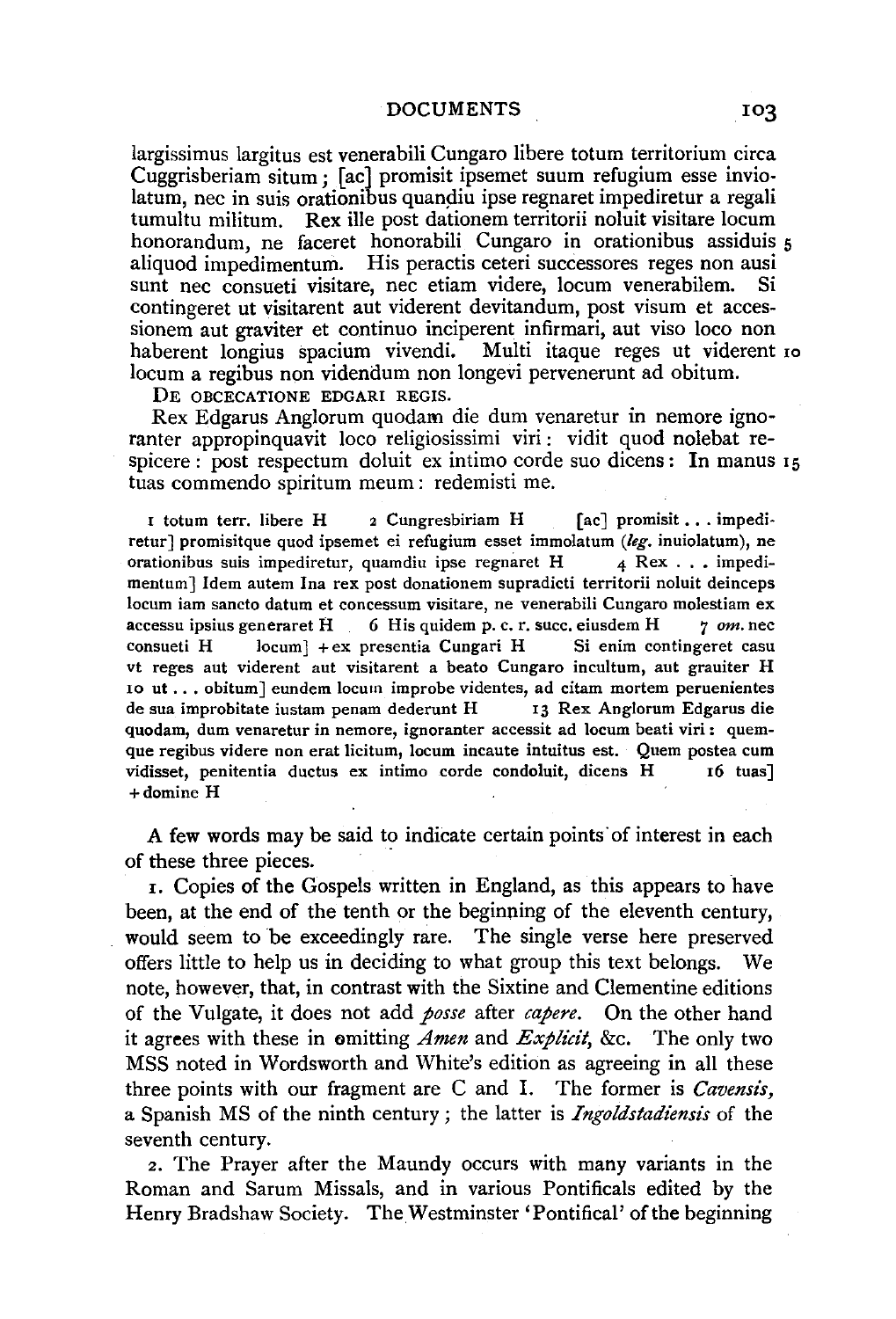largissimus largitus est venerabili Cungaro libere totum territorium circa Cuggrisberiam situm; [ac] promisit ipsemet suum refugium esse inviolatum, nec in suis orationibus quandiu ipse regnaret impediretur a regali tumultu militum. Rex ille post dationem territorii noluit visitare locum honorandum, ne faceret honorabili Cungaro in orationibus assiduis aliquod impedimentum. His peractis ceteri successores reges non ausi sunt nec consueti visitare, nec etiam videre, locum venerabilem. Si contingeret ut visitarent aut viderent devitandum, post visum et accessionem aut graviter et continuo inciperent infirmari, aut viso loco non haberent longius spacium vivendi. Multi itaque reges ut viderent locum a regibus non videndum non longevi pervenerunt ad obitum.

De obcecatione Edgari regis.

Rex Edgarus Anglorum quodam die dum venaretur in nemore ignoranter appropinquavit loco religiosissimi viri: vidit quod nolebat respicere: post respectum doluit ex intimo corde suo dicens: In manus tuas commendo spiritum meum: redemisti me.

1 totum terr. libere H  2 Cungresbiriam H  [ac] promisit . . . impediretur] promisitque quod ipsemet ei refugium esset immolatum (*leg.* inuiolatum), ne orationibus suis impediretur, quamdiu ipse regnaret H  4 Rex . . . impedimentum] Idem autem Ina rex post donationem supradicti territorii noluit deinceps locum iam sancto datum et concessum visitare, ne venerabili Cungaro molestiam ex accessu ipsius generaret H  6 His quidem p. c. r. succ. eiusdem H  7 *om.* nec consueti H  locum] + ex presentia Cungari H  Si enim contingeret casu vt reges aut viderent aut visitarent a beato Cungaro incultum, aut grauiter H  10 ut . . . obitum] eundem locum improbe videntes, ad citam mortem peruenientes de sua improbitate iustam penam dederunt H  13 Rex Anglorum Edgarus die quodam, dum venaretur in nemore, ignoranter accessit ad locum beati viri: quemque regibus videre non erat licitum, locum incaute intuitus est. Quem postea cum vidisset, penitentia ductus ex intimo corde condoluit, dicens H  16 tuas] + domine H

A few words may be said to indicate certain points of interest in each of these three pieces.

1. Copies of the Gospels written in England, as this appears to have been, at the end of the tenth or the beginning of the eleventh century, would seem to be exceedingly rare. The single verse here preserved offers little to help us in deciding to what group this text belongs. We note, however, that, in contrast with the Sixtine and Clementine editions of the Vulgate, it does not add *posse* after *capere*. On the other hand it agrees with these in omitting *Amen* and *Explicit*, &c. The only two MSS noted in Wordsworth and White's edition as agreeing in all these three points with our fragment are C and I. The former is *Cavensis*, a Spanish MS of the ninth century; the latter is *Ingoldstadiensis* of the seventh century.

2. The Prayer after the Maundy occurs with many variants in the Roman and Sarum Missals, and in various Pontificals edited by the Henry Bradshaw Society. The Westminster 'Pontifical' of the beginning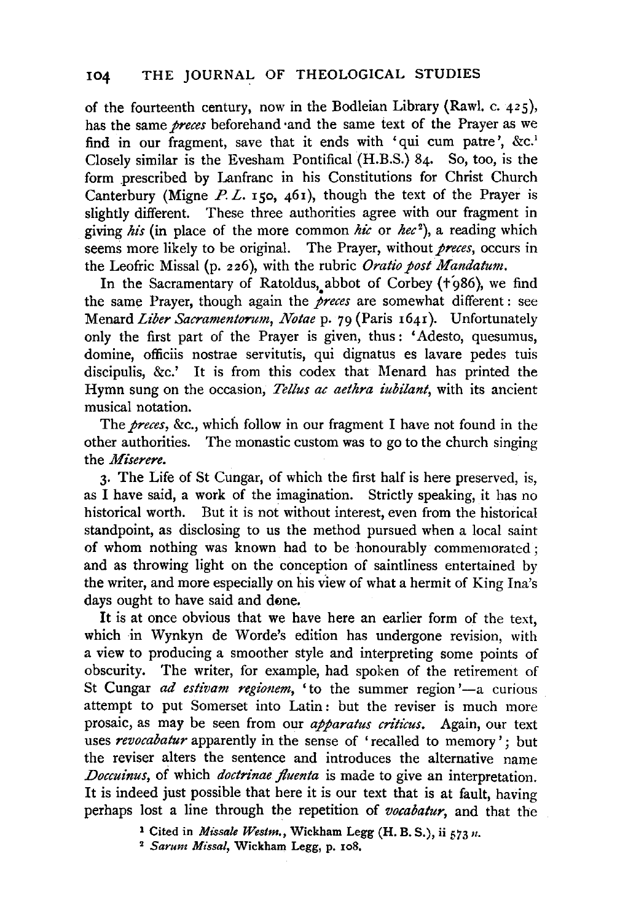of the fourteenth century, now in the Bodleian Library (Rawl. c. 425), has the same *preces* beforehand and the same text of the Prayer as we find in our fragment, save that it ends with 'qui cum patre', &c.[1] Closely similar is the Evesham Pontifical (H.B.S.) 84. So, too, is the form prescribed by Lanfranc in his Constitutions for Christ Church Canterbury (Migne *P. L.* 150, 461), though the text of the Prayer is slightly different. These three authorities agree with our fragment in giving *his* (in place of the more common *hic* or *hec*[2]), a reading which seems more likely to be original. The Prayer, without *preces*, occurs in the Leofric Missal (p. 226), with the rubric *Oratio post Mandatum.*

In the Sacramentary of Ratoldus, abbot of Corbey († 986), we find the same Prayer, though again the *preces* are somewhat different: see Menard *Liber Sacramentorum, Notae* p. 79 (Paris 1641). Unfortunately only the first part of the Prayer is given, thus: 'Adesto, quesumus, domine, officiis nostrae servitutis, qui dignatus es lavare pedes tuis discipulis, &c.' It is from this codex that Menard has printed the Hymn sung on the occasion, *Tellus ac aethra iubilant*, with its ancient musical notation.

The *preces*, &c., which follow in our fragment I have not found in the other authorities. The monastic custom was to go to the church singing the *Miserere.*

3. The Life of St Cungar, of which the first half is here preserved, is, as I have said, a work of the imagination. Strictly speaking, it has no historical worth. But it is not without interest, even from the historical standpoint, as disclosing to us the method pursued when a local saint of whom nothing was known had to be honourably commemorated; and as throwing light on the conception of saintliness entertained by the writer, and more especially on his view of what a hermit of King Ina's days ought to have said and done.

It is at once obvious that we have here an earlier form of the text, which in Wynkyn de Worde's edition has undergone revision, with a view to producing a smoother style and interpreting some points of obscurity. The writer, for example, had spoken of the retirement of St Cungar *ad estivam regionem*, 'to the summer region'—a curious attempt to put Somerset into Latin: but the reviser is much more prosaic, as may be seen from our *apparatus criticus*. Again, our text uses *revocabatur* apparently in the sense of 'recalled to memory'; but the reviser alters the sentence and introduces the alternative name *Doccuinus*, of which *doctrinae fluenta* is made to give an interpretation. It is indeed just possible that here it is our text that is at fault, having perhaps lost a line through the repetition of *vocabatur*, and that the

[1] Cited in *Missale Westm.*, Wickham Legg (H. B. S.), ii 573 *n.*

[2] *Sarum Missal*, Wickham Legg, p. 108.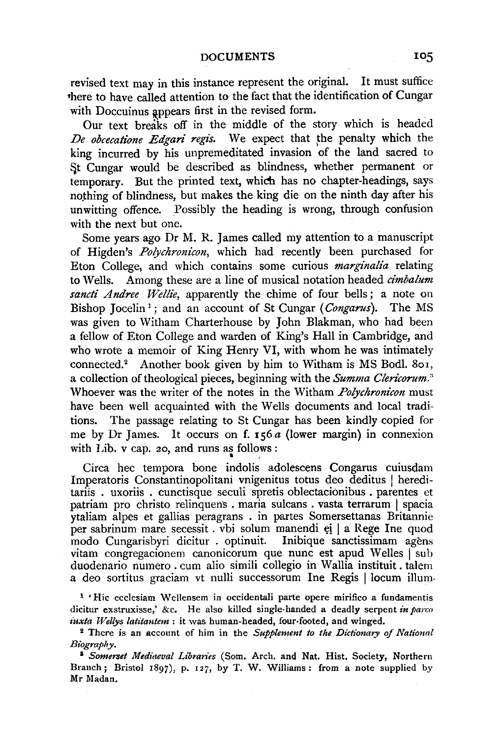revised text may in this instance represent the original. It must suffice here to have called attention to the fact that the identification of Cungar with Doccuinus appears first in the revised form.

Our text breaks off in the middle of the story which is headed *De obcecatione Edgari regis.* We expect that the penalty which the king incurred by his unpremeditated invasion of the land sacred to St Cungar would be described as blindness, whether permanent or temporary. But the printed text, which has no chapter-headings, says nothing of blindness, but makes the king die on the ninth day after his unwitting offence. Possibly the heading is wrong, through confusion with the next but one.

Some years ago Dr M. R. James called my attention to a manuscript of Higden's *Polychronicon*, which had recently been purchased for Eton College, and which contains some curious *marginalia* relating to Wells. Among these are a line of musical notation headed *cimbalum sancti Andree Wellie*, apparently the chime of four bells; a note on Bishop Jocelin[1]; and an account of St Cungar (*Congarus*). The MS was given to Witham Charterhouse by John Blakman, who had been a fellow of Eton College and warden of King's Hall in Cambridge, and who wrote a memoir of King Henry VI, with whom he was intimately connected.[2] Another book given by him to Witham is MS Bodl. 801, a collection of theological pieces, beginning with the *Summa Clericorum.*[3] Whoever was the writer of the notes in the Witham *Polychronicon* must have been well acquainted with the Wells documents and local traditions. The passage relating to St Cungar has been kindly copied for me by Dr James. It occurs on f. 156 *a* (lower margin) in connexion with Lib. v cap. 20, and runs as follows:

Circa hec tempora bone indolis adolescens Congarus cuiusdam Imperatoris Constantinopolitani vnigenitus totus deo deditus | hereditariis . uxoriis . cunctisque seculi spretis oblectacionibus . parentes et patriam pro christo relinquens . maria sulcans . vasta terrarum | spacia ytaliam alpes et gallias peragrans . in partes Somersettanas Britannie per sabrinum mare secessit . vbi solum manendi ei | a Rege Ine quod modo Cungarisbyri dicitur . optinuit. Inibique sanctissimam agens vitam congregacionem canonicorum que nunc est apud Welles | sub duodenario numero . cum alio simili collegio in Wallia instituit . talem a deo sortitus graciam vt nulli successorum Ine Regis | locum illum-

[1] 'Hic ecclesiam Wellensem in occidentali parte opere mirifico a fundamentis dicitur exstruxisse,' &c. He also killed single-handed a deadly serpent *in parco iuxta Wellys latitantem*: it was human-headed, four-footed, and winged.

[2] There is an account of him in the *Supplement to the Dictionary of National Biography.*

[3] *Somerset Mediaeval Libraries* (Som. Arch. and Nat. Hist. Society, Northern Branch; Bristol 1897), p. 127, by T. W. Williams: from a note supplied by Mr Madan.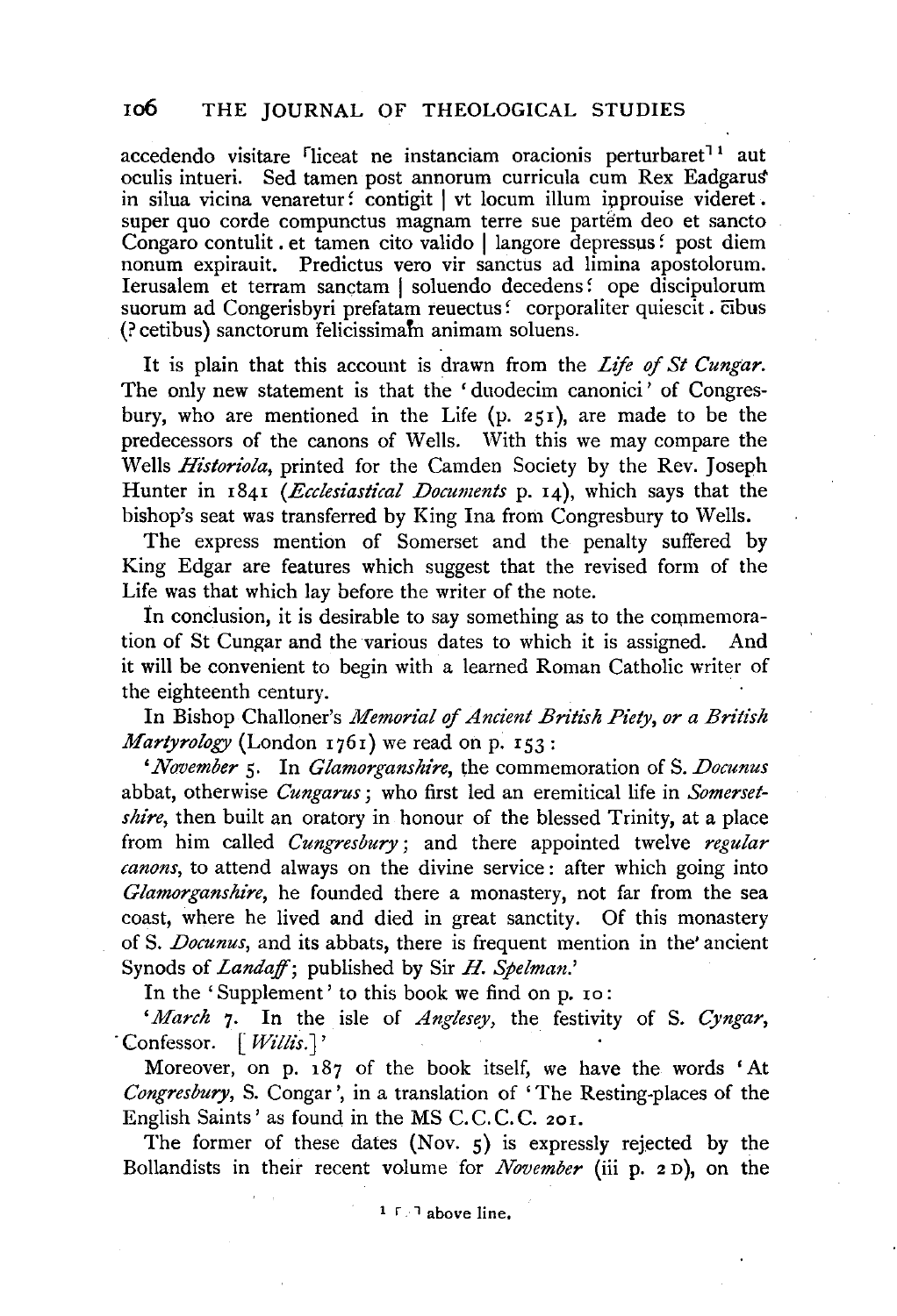accedendo visitare ⌜liceat ne instanciam oracionis perturbaret⌝[1] aut oculis intueri. Sed tamen post annorum curricula cum Rex Eadgarus in silua vicina venaretur: contigit | vt locum illum inprouise videret. super quo corde compunctus magnam terre sue partem deo et sancto Congaro contulit. et tamen cito valido | langore depressus: post diem nonum expirauit. Predictus vero vir sanctus ad limina apostolorum. Ierusalem et terram sanctam | soluendo decedens: ope discipulorum suorum ad Congerisbyri prefatam reuectus: corporaliter quiescit. c̄ibus (? cetibus) sanctorum felicissimam animam soluens.

It is plain that this account is drawn from the *Life of St Cungar*. The only new statement is that the 'duodecim canonici' of Congresbury, who are mentioned in the Life (p. 251), are made to be the predecessors of the canons of Wells. With this we may compare the Wells *Historiola*, printed for the Camden Society by the Rev. Joseph Hunter in 1841 (*Ecclesiastical Documents* p. 14), which says that the bishop's seat was transferred by King Ina from Congresbury to Wells.

The express mention of Somerset and the penalty suffered by King Edgar are features which suggest that the revised form of the Life was that which lay before the writer of the note.

In conclusion, it is desirable to say something as to the commemoration of St Cungar and the various dates to which it is assigned. And it will be convenient to begin with a learned Roman Catholic writer of the eighteenth century.

In Bishop Challoner's *Memorial of Ancient British Piety, or a British Martyrology* (London 1761) we read on p. 153:

'*November* 5. In *Glamorganshire*, the commemoration of S. *Docunus* abbat, otherwise *Cungarus*; who first led an eremitical life in *Somersetshire*, then built an oratory in honour of the blessed Trinity, at a place from him called *Cungresbury*; and there appointed twelve *regular canons*, to attend always on the divine service: after which going into *Glamorganshire*, he founded there a monastery, not far from the sea coast, where he lived and died in great sanctity. Of this monastery of S. *Docunus*, and its abbats, there is frequent mention in the ancient Synods of *Landaff*; published by Sir *H. Spelman*.'

In the 'Supplement' to this book we find on p. 10:

'*March* 7. In the isle of *Anglesey*, the festivity of S. *Cyngar*, Confessor. [*Willis*.]'

Moreover, on p. 187 of the book itself, we have the words 'At *Congresbury*, S. Congar', in a translation of 'The Resting-places of the English Saints' as found in the MS C.C.C.C. 201.

The former of these dates (Nov. 5) is expressly rejected by the Bollandists in their recent volume for *November* (iii p. 2 D), on the

[1] ⌜ ⌝ above line.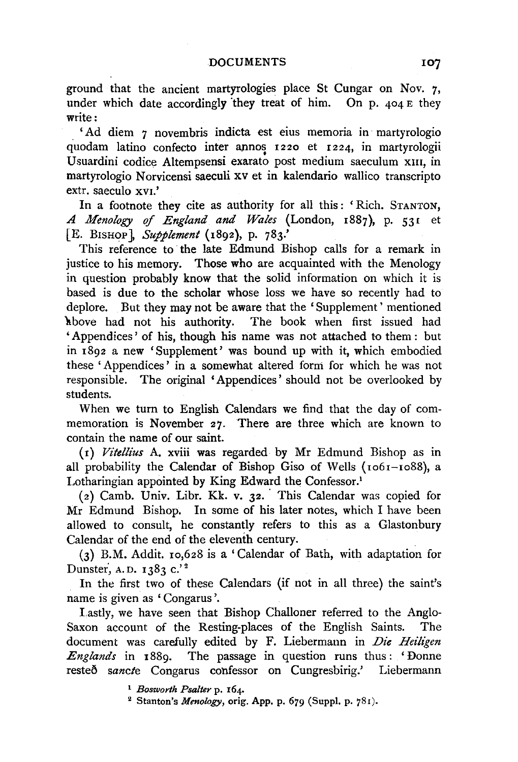ground that the ancient martyrologies place St Cungar on Nov. 7, under which date accordingly they treat of him. On p. 404 E they write:

'Ad diem 7 novembris indicta est eius memoria in martyrologio quodam latino confecto inter annos 1220 et 1224, in martyrologii Usuardini codice Altempsensi exarato post medium saeculum XIII, in martyrologio Norvicensi saeculi XV et in kalendario wallico transcripto extr. saeculo XVI.'

In a footnote they cite as authority for all this: 'Rich. STANTON, *A Menology of England and Wales* (London, 1887), p. 531 et [E. BISHOP], *Supplement* (1892), p. 783.'

This reference to the late Edmund Bishop calls for a remark in justice to his memory. Those who are acquainted with the Menology in question probably know that the solid information on which it is based is due to the scholar whose loss we have so recently had to deplore. But they may not be aware that the 'Supplement' mentioned above had not his authority. The book when first issued had 'Appendices' of his, though his name was not attached to them: but in 1892 a new 'Supplement' was bound up with it, which embodied these 'Appendices' in a somewhat altered form for which he was not responsible. The original 'Appendices' should not be overlooked by students.

When we turn to English Calendars we find that the day of commemoration is November 27. There are three which are known to contain the name of our saint.

(1) *Vitellius* A. xviii was regarded by Mr Edmund Bishop as in all probability the Calendar of Bishop Giso of Wells (1061–1088), a Lotharingian appointed by King Edward the Confessor.[1]

(2) Camb. Univ. Libr. Kk. v. 32. This Calendar was copied for Mr Edmund Bishop. In some of his later notes, which I have been allowed to consult, he constantly refers to this as a Glastonbury Calendar of the end of the eleventh century.

(3) B.M. Addit. 10,628 is a 'Calendar of Bath, with adaptation for Dunster, A.D. 1383 c.'[2]

In the first two of these Calendars (if not in all three) the saint's name is given as 'Congarus'.

Lastly, we have seen that Bishop Challoner referred to the Anglo-Saxon account of the Resting-places of the English Saints. The document was carefully edited by F. Liebermann in *Die Heiligen Englands* in 1889. The passage in question runs thus: 'Ðonne resteð *sancte* Congarus confessor on Cungresbirig.' Liebermann

[1] *Bosworth Psalter* p. 164.

[2] Stanton's *Menology*, orig. App. p. 679 (Suppl. p. 781).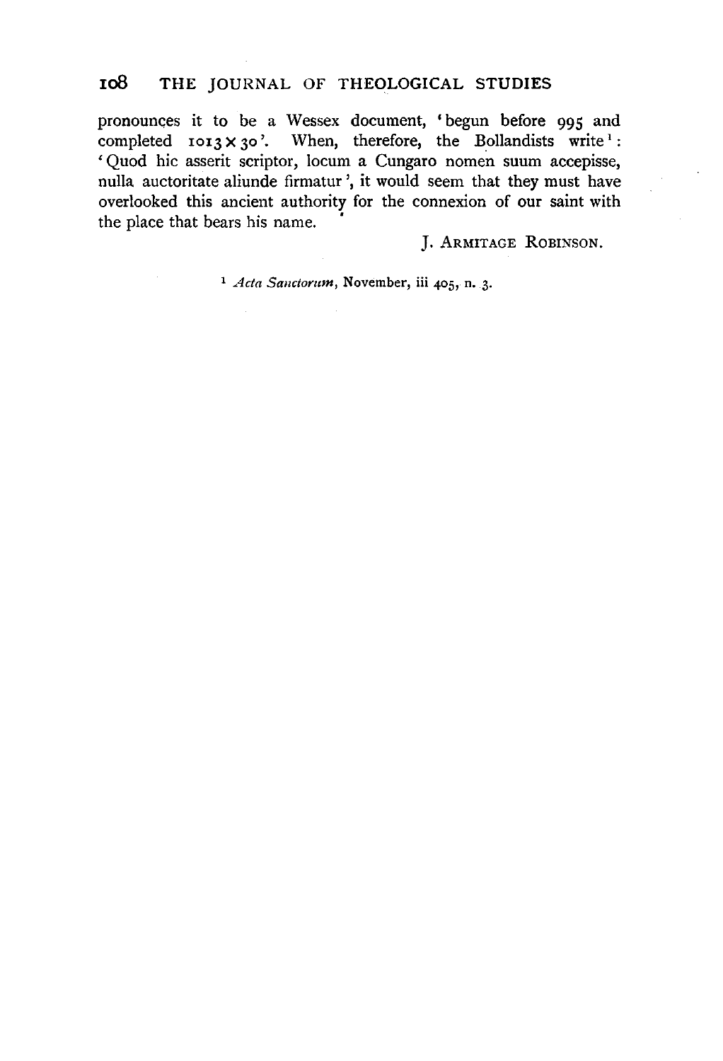pronounces it to be a Wessex document, 'begun before 995 and completed 1013 × 30'. When, therefore, the Bollandists write[1]: 'Quod hic asserit scriptor, locum a Cungaro nomen suum accepisse, nulla auctoritate aliunde firmatur', it would seem that they must have overlooked this ancient authority for the connexion of our saint with the place that bears his name.

J. ARMITAGE ROBINSON.

[1] *Acta Sanctorum*, November, iii 405, n. 3.